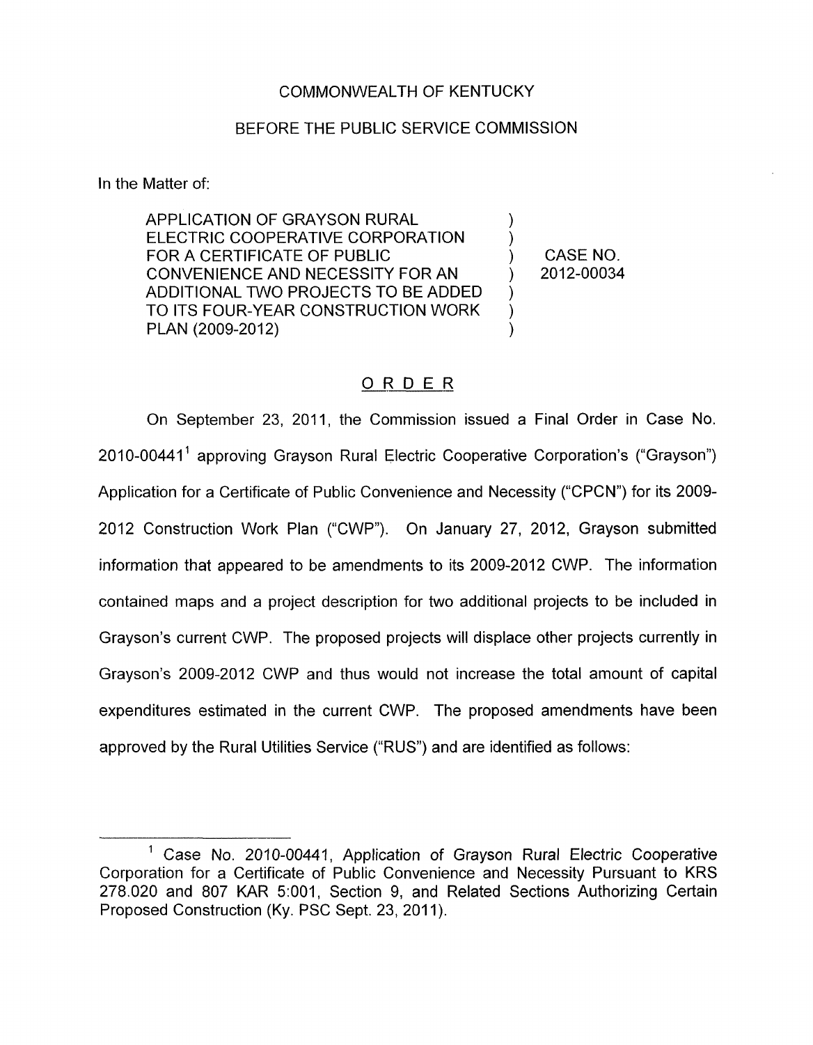COMMONWEALTH OF KENTUCKY

BEFORE THE PUBLIC SERVICE COMMISSION

In the Matter of:

| | | |
|---|---|---|
| APPLICATION OF GRAYSON RURAL ELECTRIC COOPERATIVE CORPORATION FOR A CERTIFICATE OF PUBLIC CONVENIENCE AND NECESSITY FOR AN ADDITIONAL TWO PROJECTS TO BE ADDED TO ITS FOUR-YEAR CONSTRUCTION WORK PLAN (2009-2012) | ) | CASE NO. 2012-00034 |

## ORDER

On September 23, 2011, the Commission issued a Final Order in Case No. 2010-00441[1] approving Grayson Rural Electric Cooperative Corporation's ("Grayson") Application for a Certificate of Public Convenience and Necessity ("CPCN") for its 2009-2012 Construction Work Plan ("CWP"). On January 27, 2012, Grayson submitted information that appeared to be amendments to its 2009-2012 CWP. The information contained maps and a project description for two additional projects to be included in Grayson's current CWP. The proposed projects will displace other projects currently in Grayson's 2009-2012 CWP and thus would not increase the total amount of capital expenditures estimated in the current CWP. The proposed amendments have been approved by the Rural Utilities Service ("RUS") and are identified as follows:

[1] Case No. 2010-00441, Application of Grayson Rural Electric Cooperative Corporation for a Certificate of Public Convenience and Necessity Pursuant to KRS 278.020 and 807 KAR 5:001, Section 9, and Related Sections Authorizing Certain Proposed Construction (Ky. PSC Sept. 23, 2011).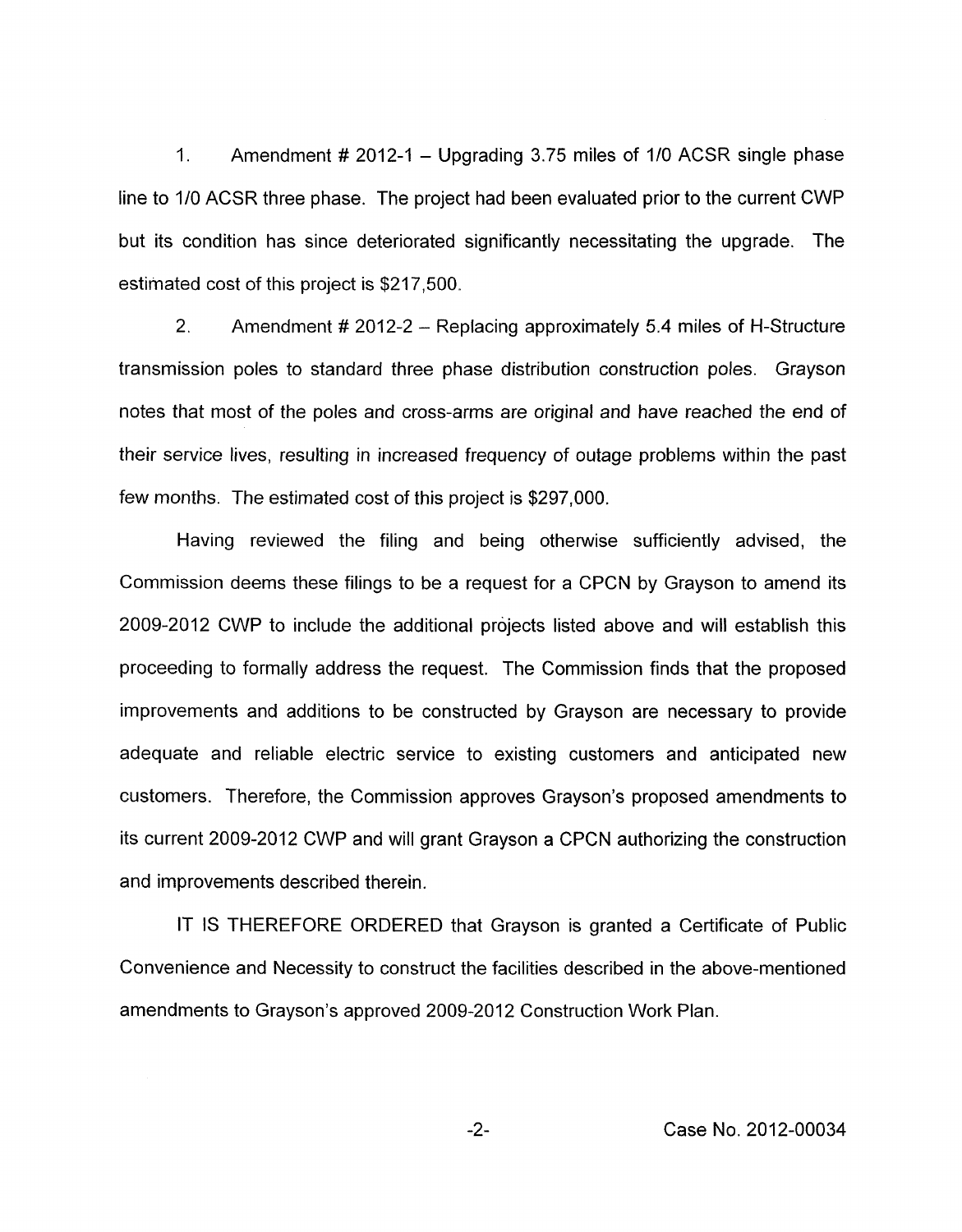1. Amendment # 2012-1 – Upgrading 3.75 miles of 1/0 ACSR single phase line to 1/0 ACSR three phase. The project had been evaluated prior to the current CWP but its condition has since deteriorated significantly necessitating the upgrade. The estimated cost of this project is $217,500.

2. Amendment # 2012-2 – Replacing approximately 5.4 miles of H-Structure transmission poles to standard three phase distribution construction poles. Grayson notes that most of the poles and cross-arms are original and have reached the end of their service lives, resulting in increased frequency of outage problems within the past few months. The estimated cost of this project is $297,000.

Having reviewed the filing and being otherwise sufficiently advised, the Commission deems these filings to be a request for a CPCN by Grayson to amend its 2009-2012 CWP to include the additional projects listed above and will establish this proceeding to formally address the request. The Commission finds that the proposed improvements and additions to be constructed by Grayson are necessary to provide adequate and reliable electric service to existing customers and anticipated new customers. Therefore, the Commission approves Grayson's proposed amendments to its current 2009-2012 CWP and will grant Grayson a CPCN authorizing the construction and improvements described therein.

IT IS THEREFORE ORDERED that Grayson is granted a Certificate of Public Convenience and Necessity to construct the facilities described in the above-mentioned amendments to Grayson's approved 2009-2012 Construction Work Plan.

Case No. 2012-00034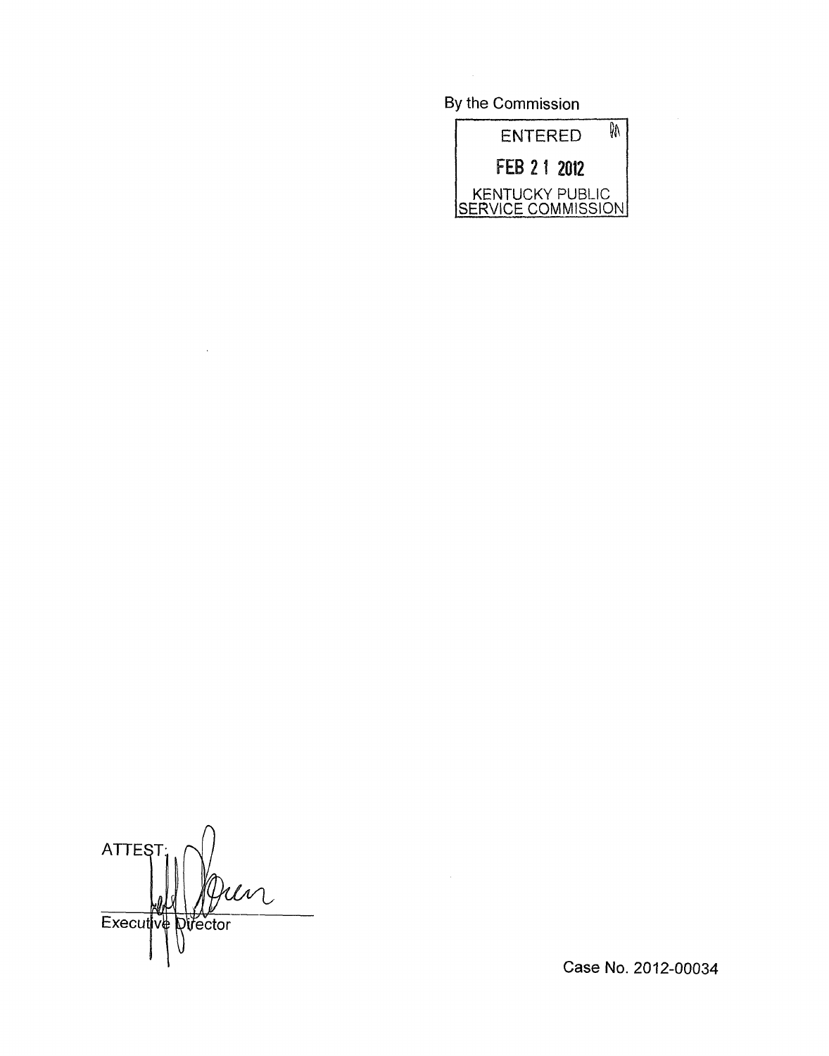By the Commission

ENTERED

FEB 21 2012

KENTUCKY PUBLIC SERVICE COMMISSION

ATTEST:

Executive Director

Case No. 2012-00034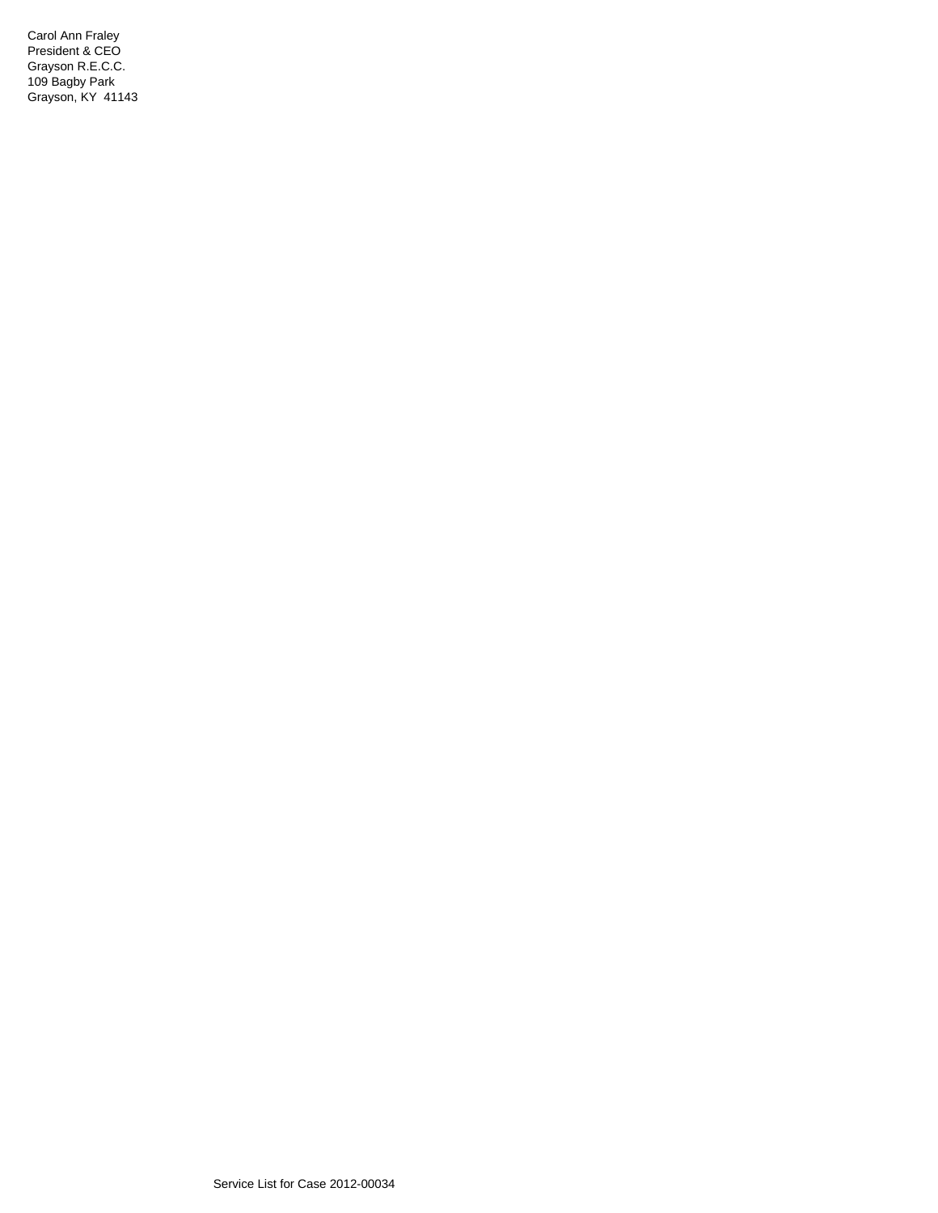Carol Ann Fraley
President & CEO
Grayson R.E.C.C.
109 Bagby Park
Grayson, KY 41143